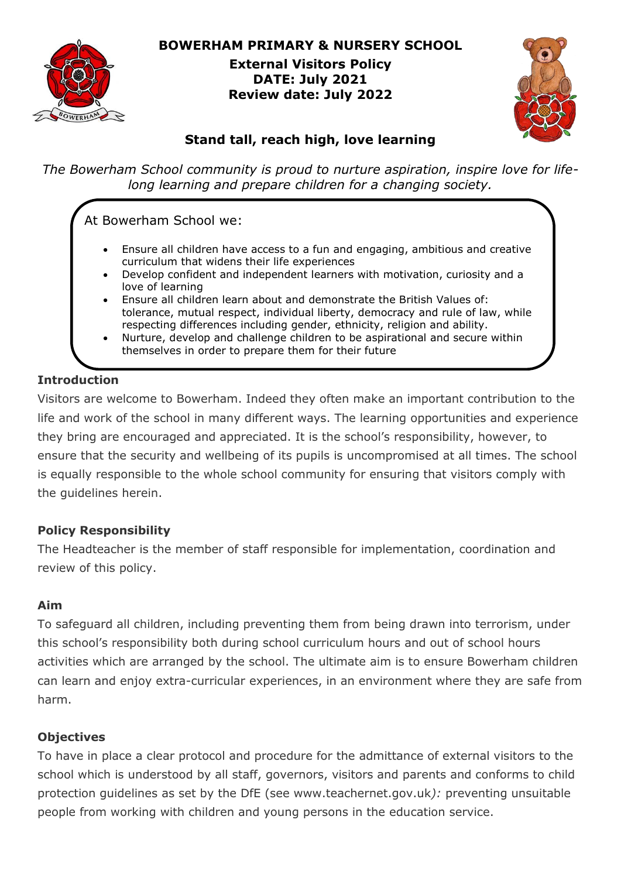# BOWERHAM PRIMARY & NURSERY SCHOOL

**External Visitors Policy**
**DATE: July 2021**
**Review date: July 2022**

**Stand tall, reach high, love learning**

*The Bowerham School community is proud to nurture aspiration, inspire love for life-long learning and prepare children for a changing society.*

At Bowerham School we:

- Ensure all children have access to a fun and engaging, ambitious and creative curriculum that widens their life experiences
- Develop confident and independent learners with motivation, curiosity and a love of learning
- Ensure all children learn about and demonstrate the British Values of: tolerance, mutual respect, individual liberty, democracy and rule of law, while respecting differences including gender, ethnicity, religion and ability.
- Nurture, develop and challenge children to be aspirational and secure within themselves in order to prepare them for their future

### Introduction

Visitors are welcome to Bowerham. Indeed they often make an important contribution to the life and work of the school in many different ways. The learning opportunities and experience they bring are encouraged and appreciated. It is the school's responsibility, however, to ensure that the security and wellbeing of its pupils is uncompromised at all times. The school is equally responsible to the whole school community for ensuring that visitors comply with the guidelines herein.

### Policy Responsibility

The Headteacher is the member of staff responsible for implementation, coordination and review of this policy.

### Aim

To safeguard all children, including preventing them from being drawn into terrorism, under this school's responsibility both during school curriculum hours and out of school hours activities which are arranged by the school. The ultimate aim is to ensure Bowerham children can learn and enjoy extra-curricular experiences, in an environment where they are safe from harm.

### Objectives

To have in place a clear protocol and procedure for the admittance of external visitors to the school which is understood by all staff, governors, visitors and parents and conforms to child protection guidelines as set by the DfE (see www.teachernet.gov.uk*):* preventing unsuitable people from working with children and young persons in the education service.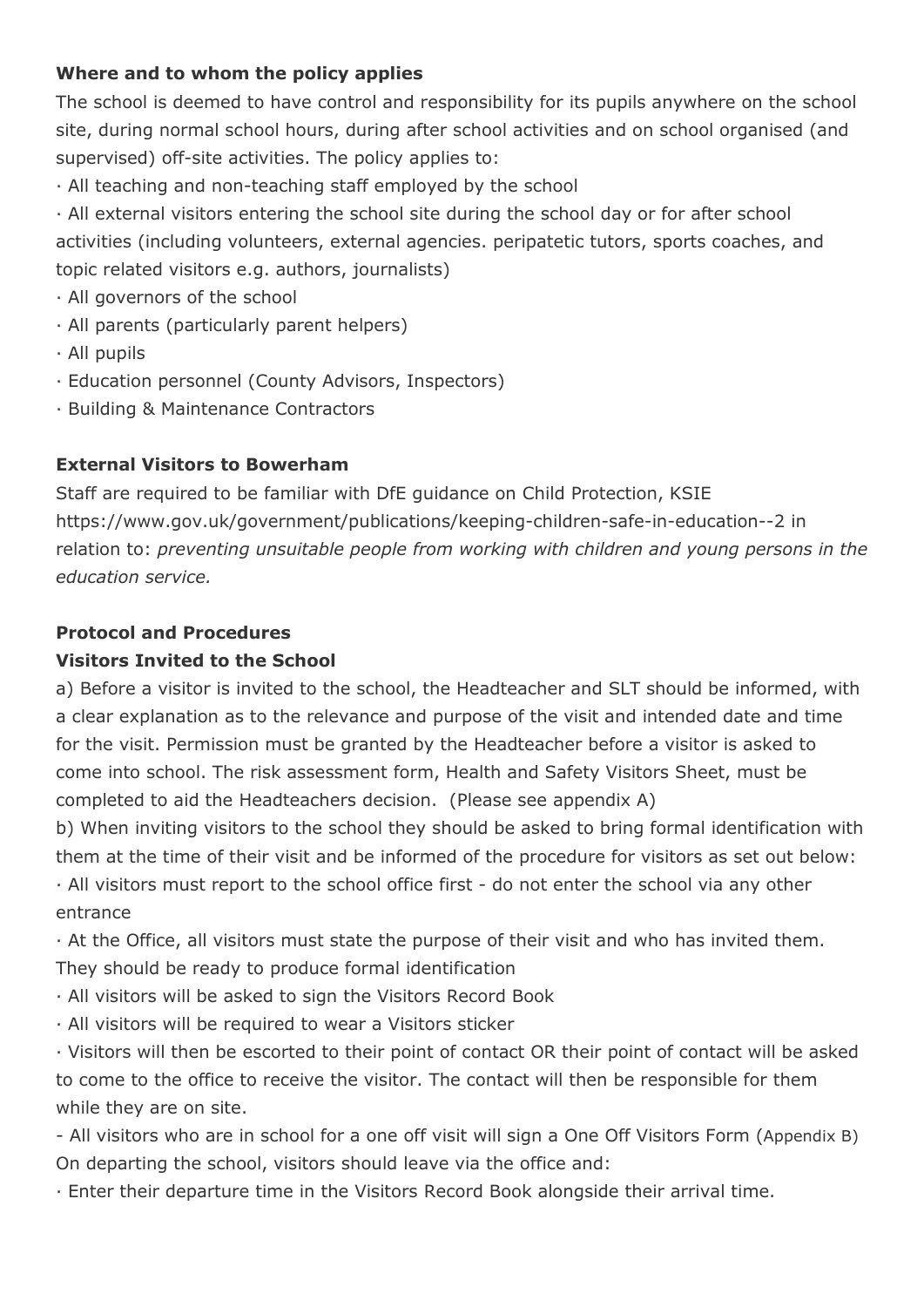**Where and to whom the policy applies**

The school is deemed to have control and responsibility for its pupils anywhere on the school site, during normal school hours, during after school activities and on school organised (and supervised) off-site activities. The policy applies to:

· All teaching and non-teaching staff employed by the school

· All external visitors entering the school site during the school day or for after school activities (including volunteers, external agencies. peripatetic tutors, sports coaches, and topic related visitors e.g. authors, journalists)

· All governors of the school

· All parents (particularly parent helpers)

· All pupils

· Education personnel (County Advisors, Inspectors)

· Building & Maintenance Contractors

**External Visitors to Bowerham**

Staff are required to be familiar with DfE guidance on Child Protection, KSIE https://www.gov.uk/government/publications/keeping-children-safe-in-education--2 in relation to: *preventing unsuitable people from working with children and young persons in the education service.*

**Protocol and Procedures**

**Visitors Invited to the School**

a) Before a visitor is invited to the school, the Headteacher and SLT should be informed, with a clear explanation as to the relevance and purpose of the visit and intended date and time for the visit. Permission must be granted by the Headteacher before a visitor is asked to come into school. The risk assessment form, Health and Safety Visitors Sheet, must be completed to aid the Headteachers decision. (Please see appendix A)

b) When inviting visitors to the school they should be asked to bring formal identification with them at the time of their visit and be informed of the procedure for visitors as set out below:

· All visitors must report to the school office first - do not enter the school via any other entrance

· At the Office, all visitors must state the purpose of their visit and who has invited them. They should be ready to produce formal identification

· All visitors will be asked to sign the Visitors Record Book

· All visitors will be required to wear a Visitors sticker

· Visitors will then be escorted to their point of contact OR their point of contact will be asked to come to the office to receive the visitor. The contact will then be responsible for them while they are on site.

- All visitors who are in school for a one off visit will sign a One Off Visitors Form (Appendix B)

On departing the school, visitors should leave via the office and:

· Enter their departure time in the Visitors Record Book alongside their arrival time.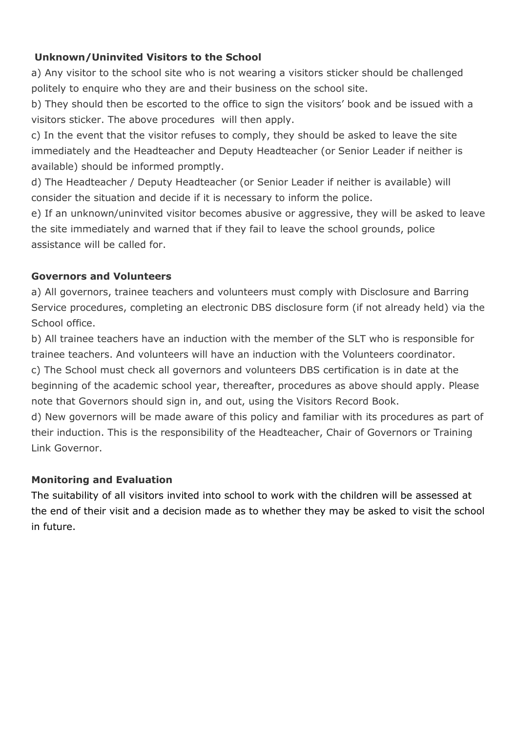## Unknown/Uninvited Visitors to the School

a) Any visitor to the school site who is not wearing a visitors sticker should be challenged politely to enquire who they are and their business on the school site.

b) They should then be escorted to the office to sign the visitors' book and be issued with a visitors sticker. The above procedures will then apply.

c) In the event that the visitor refuses to comply, they should be asked to leave the site immediately and the Headteacher and Deputy Headteacher (or Senior Leader if neither is available) should be informed promptly.

d) The Headteacher / Deputy Headteacher (or Senior Leader if neither is available) will consider the situation and decide if it is necessary to inform the police.

e) If an unknown/uninvited visitor becomes abusive or aggressive, they will be asked to leave the site immediately and warned that if they fail to leave the school grounds, police assistance will be called for.

## Governors and Volunteers

a) All governors, trainee teachers and volunteers must comply with Disclosure and Barring Service procedures, completing an electronic DBS disclosure form (if not already held) via the School office.

b) All trainee teachers have an induction with the member of the SLT who is responsible for trainee teachers. And volunteers will have an induction with the Volunteers coordinator.

c) The School must check all governors and volunteers DBS certification is in date at the beginning of the academic school year, thereafter, procedures as above should apply. Please note that Governors should sign in, and out, using the Visitors Record Book.

d) New governors will be made aware of this policy and familiar with its procedures as part of their induction. This is the responsibility of the Headteacher, Chair of Governors or Training Link Governor.

## Monitoring and Evaluation

The suitability of all visitors invited into school to work with the children will be assessed at the end of their visit and a decision made as to whether they may be asked to visit the school in future.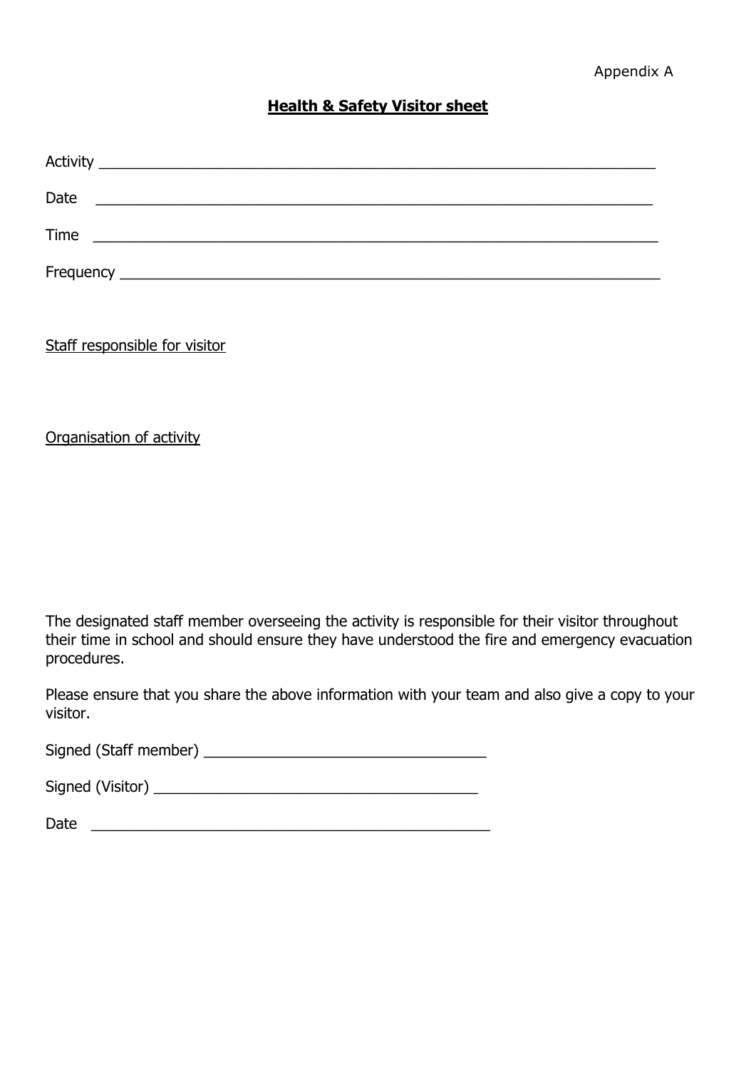Appendix A

# Health & Safety Visitor sheet

Activity ___________________________________________________________________

Date ___________________________________________________________________

Time ___________________________________________________________________

Frequency _______________________________________________________________

Staff responsible for visitor

Organisation of activity

The designated staff member overseeing the activity is responsible for their visitor throughout their time in school and should ensure they have understood the fire and emergency evacuation procedures.

Please ensure that you share the above information with your team and also give a copy to your visitor.

Signed (Staff member) ________________________________

Signed (Visitor) ____________________________________

Date ________________________________________________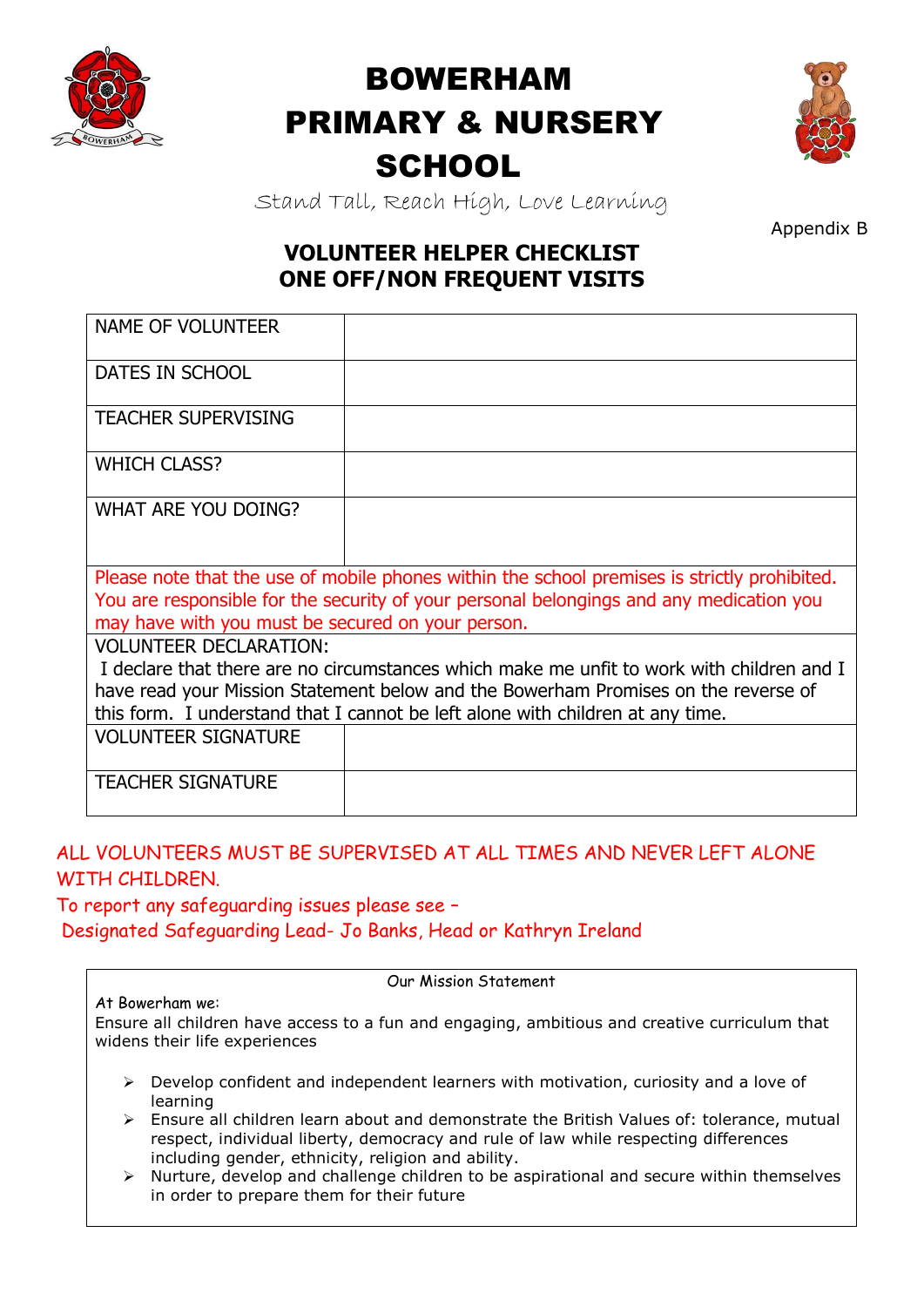# BOWERHAM PRIMARY & NURSERY SCHOOL

Stand Tall, Reach High, Love Learning

Appendix B

## VOLUNTEER HELPER CHECKLIST
## ONE OFF/NON FREQUENT VISITS

| | |
|---|---|
| NAME OF VOLUNTEER | |
| DATES IN SCHOOL | |
| TEACHER SUPERVISING | |
| WHICH CLASS? | |
| WHAT ARE YOU DOING? | |
| Please note that the use of mobile phones within the school premises is strictly prohibited. You are responsible for the security of your personal belongings and any medication you may have with you must be secured on your person. | |
| VOLUNTEER DECLARATION: I declare that there are no circumstances which make me unfit to work with children and I have read your Mission Statement below and the Bowerham Promises on the reverse of this form. I understand that I cannot be left alone with children at any time. | |
| VOLUNTEER SIGNATURE | |
| TEACHER SIGNATURE | |

ALL VOLUNTEERS MUST BE SUPERVISED AT ALL TIMES AND NEVER LEFT ALONE WITH CHILDREN.

To report any safeguarding issues please see –
Designated Safeguarding Lead- Jo Banks, Head or Kathryn Ireland

Our Mission Statement

At Bowerham we:
Ensure all children have access to a fun and engaging, ambitious and creative curriculum that widens their life experiences

- Develop confident and independent learners with motivation, curiosity and a love of learning
- Ensure all children learn about and demonstrate the British Values of: tolerance, mutual respect, individual liberty, democracy and rule of law while respecting differences including gender, ethnicity, religion and ability.
- Nurture, develop and challenge children to be aspirational and secure within themselves in order to prepare them for their future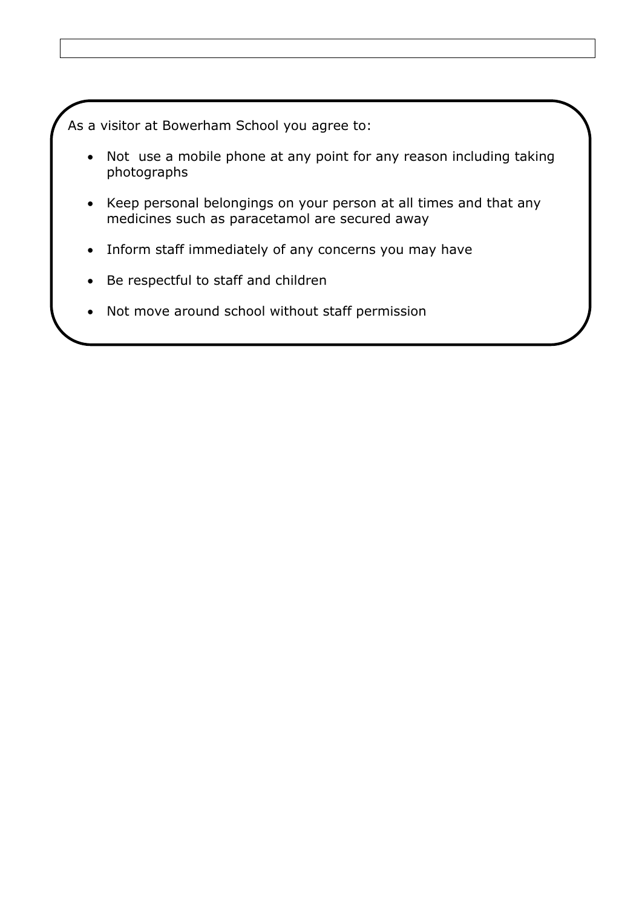As a visitor at Bowerham School you agree to:

- Not use a mobile phone at any point for any reason including taking photographs
- Keep personal belongings on your person at all times and that any medicines such as paracetamol are secured away
- Inform staff immediately of any concerns you may have
- Be respectful to staff and children
- Not move around school without staff permission